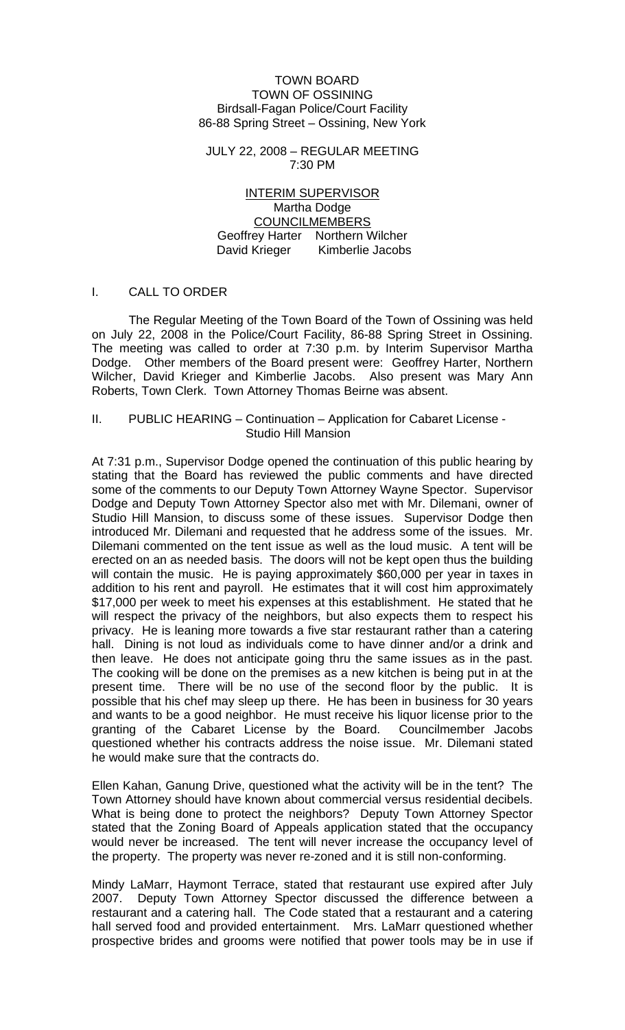TOWN BOARD
TOWN OF OSSINING
Birdsall-Fagan Police/Court Facility
86-88 Spring Street – Ossining, New York

JULY 22, 2008 – REGULAR MEETING
7:30 PM

INTERIM SUPERVISOR
Martha Dodge
COUNCILMEMBERS
Geoffrey Harter Northern Wilcher
David Krieger Kimberlie Jacobs

## I. CALL TO ORDER

The Regular Meeting of the Town Board of the Town of Ossining was held on July 22, 2008 in the Police/Court Facility, 86-88 Spring Street in Ossining. The meeting was called to order at 7:30 p.m. by Interim Supervisor Martha Dodge. Other members of the Board present were: Geoffrey Harter, Northern Wilcher, David Krieger and Kimberlie Jacobs. Also present was Mary Ann Roberts, Town Clerk. Town Attorney Thomas Beirne was absent.

## II. PUBLIC HEARING – Continuation – Application for Cabaret License - Studio Hill Mansion

At 7:31 p.m., Supervisor Dodge opened the continuation of this public hearing by stating that the Board has reviewed the public comments and have directed some of the comments to our Deputy Town Attorney Wayne Spector. Supervisor Dodge and Deputy Town Attorney Spector also met with Mr. Dilemani, owner of Studio Hill Mansion, to discuss some of these issues. Supervisor Dodge then introduced Mr. Dilemani and requested that he address some of the issues. Mr. Dilemani commented on the tent issue as well as the loud music. A tent will be erected on an as needed basis. The doors will not be kept open thus the building will contain the music. He is paying approximately $60,000 per year in taxes in addition to his rent and payroll. He estimates that it will cost him approximately $17,000 per week to meet his expenses at this establishment. He stated that he will respect the privacy of the neighbors, but also expects them to respect his privacy. He is leaning more towards a five star restaurant rather than a catering hall. Dining is not loud as individuals come to have dinner and/or a drink and then leave. He does not anticipate going thru the same issues as in the past. The cooking will be done on the premises as a new kitchen is being put in at the present time. There will be no use of the second floor by the public. It is possible that his chef may sleep up there. He has been in business for 30 years and wants to be a good neighbor. He must receive his liquor license prior to the granting of the Cabaret License by the Board. Councilmember Jacobs questioned whether his contracts address the noise issue. Mr. Dilemani stated he would make sure that the contracts do.

Ellen Kahan, Ganung Drive, questioned what the activity will be in the tent? The Town Attorney should have known about commercial versus residential decibels. What is being done to protect the neighbors? Deputy Town Attorney Spector stated that the Zoning Board of Appeals application stated that the occupancy would never be increased. The tent will never increase the occupancy level of the property. The property was never re-zoned and it is still non-conforming.

Mindy LaMarr, Haymont Terrace, stated that restaurant use expired after July 2007. Deputy Town Attorney Spector discussed the difference between a restaurant and a catering hall. The Code stated that a restaurant and a catering hall served food and provided entertainment. Mrs. LaMarr questioned whether prospective brides and grooms were notified that power tools may be in use if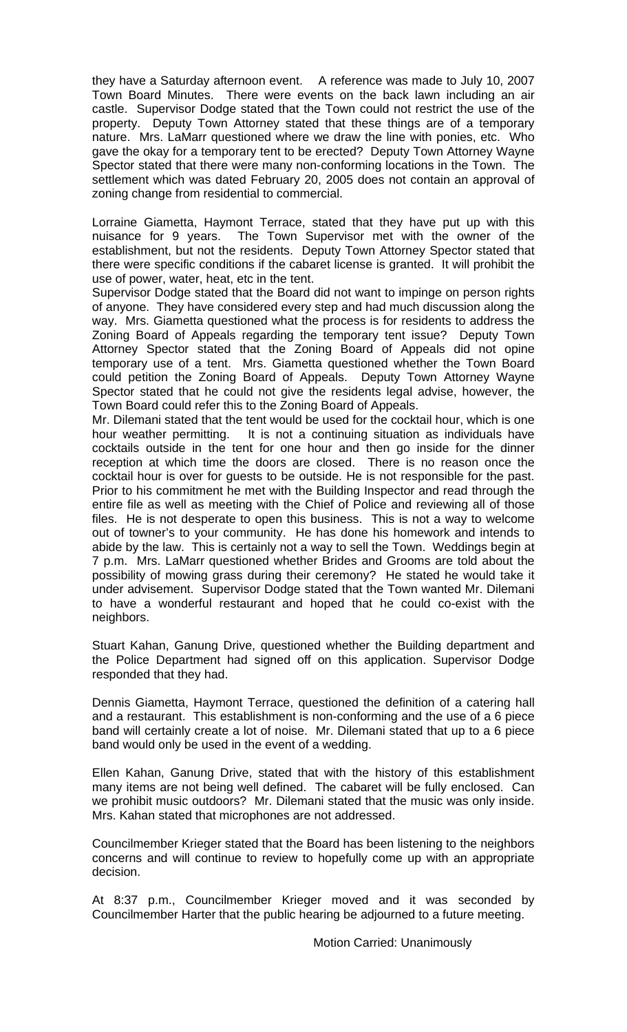they have a Saturday afternoon event. A reference was made to July 10, 2007 Town Board Minutes. There were events on the back lawn including an air castle. Supervisor Dodge stated that the Town could not restrict the use of the property. Deputy Town Attorney stated that these things are of a temporary nature. Mrs. LaMarr questioned where we draw the line with ponies, etc. Who gave the okay for a temporary tent to be erected? Deputy Town Attorney Wayne Spector stated that there were many non-conforming locations in the Town. The settlement which was dated February 20, 2005 does not contain an approval of zoning change from residential to commercial.

Lorraine Giametta, Haymont Terrace, stated that they have put up with this nuisance for 9 years. The Town Supervisor met with the owner of the establishment, but not the residents. Deputy Town Attorney Spector stated that there were specific conditions if the cabaret license is granted. It will prohibit the use of power, water, heat, etc in the tent.

Supervisor Dodge stated that the Board did not want to impinge on person rights of anyone. They have considered every step and had much discussion along the way. Mrs. Giametta questioned what the process is for residents to address the Zoning Board of Appeals regarding the temporary tent issue? Deputy Town Attorney Spector stated that the Zoning Board of Appeals did not opine temporary use of a tent. Mrs. Giametta questioned whether the Town Board could petition the Zoning Board of Appeals. Deputy Town Attorney Wayne Spector stated that he could not give the residents legal advise, however, the Town Board could refer this to the Zoning Board of Appeals.

Mr. Dilemani stated that the tent would be used for the cocktail hour, which is one hour weather permitting. It is not a continuing situation as individuals have cocktails outside in the tent for one hour and then go inside for the dinner reception at which time the doors are closed. There is no reason once the cocktail hour is over for guests to be outside. He is not responsible for the past. Prior to his commitment he met with the Building Inspector and read through the entire file as well as meeting with the Chief of Police and reviewing all of those files. He is not desperate to open this business. This is not a way to welcome out of towner's to your community. He has done his homework and intends to abide by the law. This is certainly not a way to sell the Town. Weddings begin at 7 p.m. Mrs. LaMarr questioned whether Brides and Grooms are told about the possibility of mowing grass during their ceremony? He stated he would take it under advisement. Supervisor Dodge stated that the Town wanted Mr. Dilemani to have a wonderful restaurant and hoped that he could co-exist with the neighbors.

Stuart Kahan, Ganung Drive, questioned whether the Building department and the Police Department had signed off on this application. Supervisor Dodge responded that they had.

Dennis Giametta, Haymont Terrace, questioned the definition of a catering hall and a restaurant. This establishment is non-conforming and the use of a 6 piece band will certainly create a lot of noise. Mr. Dilemani stated that up to a 6 piece band would only be used in the event of a wedding.

Ellen Kahan, Ganung Drive, stated that with the history of this establishment many items are not being well defined. The cabaret will be fully enclosed. Can we prohibit music outdoors? Mr. Dilemani stated that the music was only inside. Mrs. Kahan stated that microphones are not addressed.

Councilmember Krieger stated that the Board has been listening to the neighbors concerns and will continue to review to hopefully come up with an appropriate decision.

At 8:37 p.m., Councilmember Krieger moved and it was seconded by Councilmember Harter that the public hearing be adjourned to a future meeting.

Motion Carried: Unanimously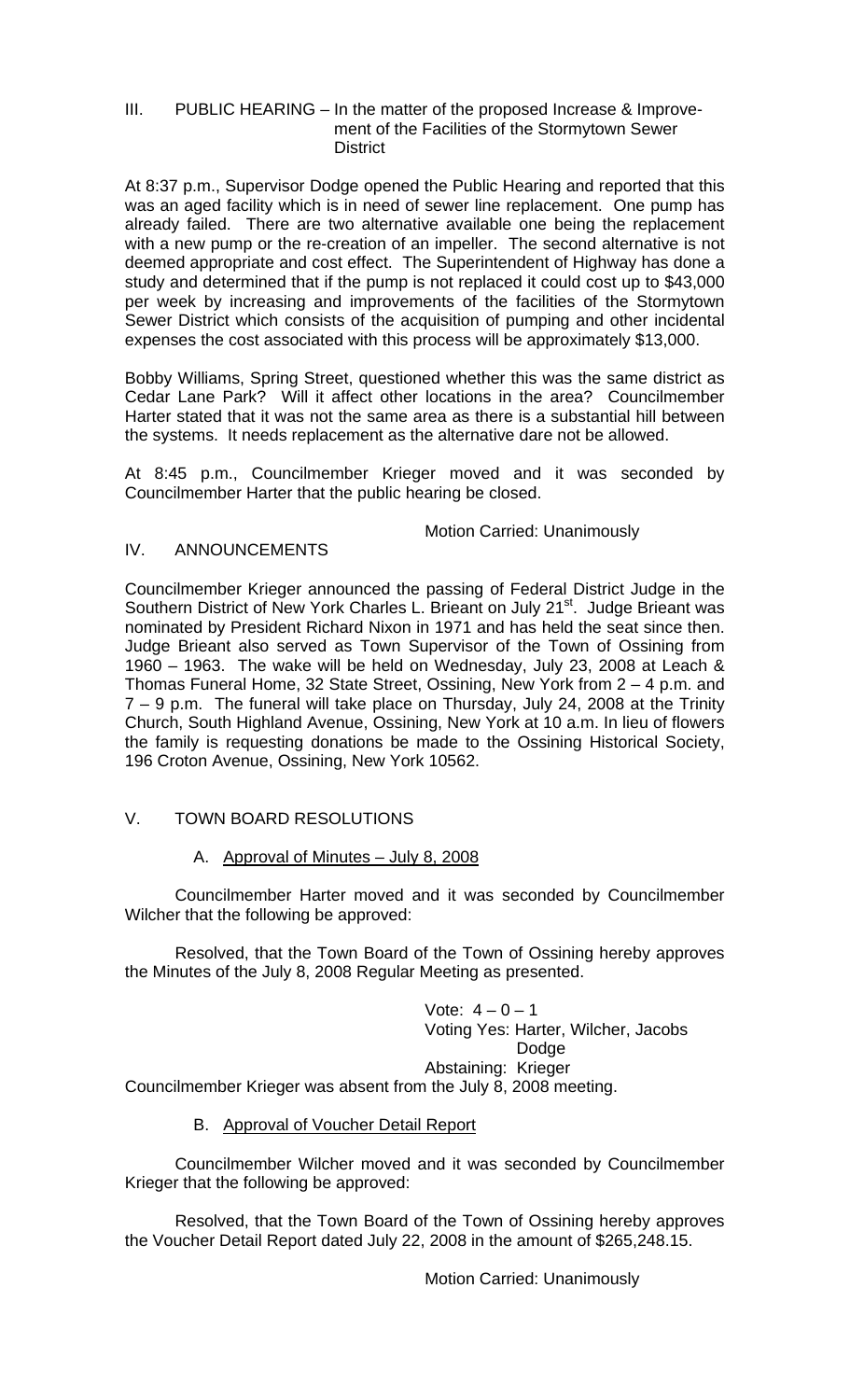## III. PUBLIC HEARING – In the matter of the proposed Increase & Improvement of the Facilities of the Stormytown Sewer District

At 8:37 p.m., Supervisor Dodge opened the Public Hearing and reported that this was an aged facility which is in need of sewer line replacement. One pump has already failed. There are two alternative available one being the replacement with a new pump or the re-creation of an impeller. The second alternative is not deemed appropriate and cost effect. The Superintendent of Highway has done a study and determined that if the pump is not replaced it could cost up to $43,000 per week by increasing and improvements of the facilities of the Stormytown Sewer District which consists of the acquisition of pumping and other incidental expenses the cost associated with this process will be approximately $13,000.

Bobby Williams, Spring Street, questioned whether this was the same district as Cedar Lane Park? Will it affect other locations in the area? Councilmember Harter stated that it was not the same area as there is a substantial hill between the systems. It needs replacement as the alternative dare not be allowed.

At 8:45 p.m., Councilmember Krieger moved and it was seconded by Councilmember Harter that the public hearing be closed.

Motion Carried: Unanimously

## IV. ANNOUNCEMENTS

Councilmember Krieger announced the passing of Federal District Judge in the Southern District of New York Charles L. Brieant on July 21st. Judge Brieant was nominated by President Richard Nixon in 1971 and has held the seat since then. Judge Brieant also served as Town Supervisor of the Town of Ossining from 1960 – 1963. The wake will be held on Wednesday, July 23, 2008 at Leach & Thomas Funeral Home, 32 State Street, Ossining, New York from 2 – 4 p.m. and 7 – 9 p.m. The funeral will take place on Thursday, July 24, 2008 at the Trinity Church, South Highland Avenue, Ossining, New York at 10 a.m. In lieu of flowers the family is requesting donations be made to the Ossining Historical Society, 196 Croton Avenue, Ossining, New York 10562.

## V. TOWN BOARD RESOLUTIONS

### A. Approval of Minutes – July 8, 2008

Councilmember Harter moved and it was seconded by Councilmember Wilcher that the following be approved:

Resolved, that the Town Board of the Town of Ossining hereby approves the Minutes of the July 8, 2008 Regular Meeting as presented.

Vote: 4 – 0 – 1
Voting Yes: Harter, Wilcher, Jacobs Dodge
Abstaining: Krieger

Councilmember Krieger was absent from the July 8, 2008 meeting.

### B. Approval of Voucher Detail Report

Councilmember Wilcher moved and it was seconded by Councilmember Krieger that the following be approved:

Resolved, that the Town Board of the Town of Ossining hereby approves the Voucher Detail Report dated July 22, 2008 in the amount of $265,248.15.

Motion Carried: Unanimously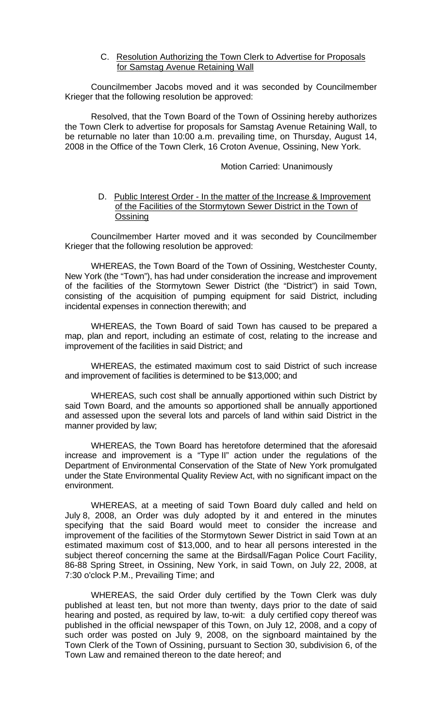C. Resolution Authorizing the Town Clerk to Advertise for Proposals for Samstag Avenue Retaining Wall

Councilmember Jacobs moved and it was seconded by Councilmember Krieger that the following resolution be approved:

Resolved, that the Town Board of the Town of Ossining hereby authorizes the Town Clerk to advertise for proposals for Samstag Avenue Retaining Wall, to be returnable no later than 10:00 a.m. prevailing time, on Thursday, August 14, 2008 in the Office of the Town Clerk, 16 Croton Avenue, Ossining, New York.

Motion Carried: Unanimously

D. Public Interest Order - In the matter of the Increase & Improvement of the Facilities of the Stormytown Sewer District in the Town of Ossining

Councilmember Harter moved and it was seconded by Councilmember Krieger that the following resolution be approved:

WHEREAS, the Town Board of the Town of Ossining, Westchester County, New York (the "Town"), has had under consideration the increase and improvement of the facilities of the Stormytown Sewer District (the "District") in said Town, consisting of the acquisition of pumping equipment for said District, including incidental expenses in connection therewith; and

WHEREAS, the Town Board of said Town has caused to be prepared a map, plan and report, including an estimate of cost, relating to the increase and improvement of the facilities in said District; and

WHEREAS, the estimated maximum cost to said District of such increase and improvement of facilities is determined to be $13,000; and

WHEREAS, such cost shall be annually apportioned within such District by said Town Board, and the amounts so apportioned shall be annually apportioned and assessed upon the several lots and parcels of land within said District in the manner provided by law;

WHEREAS, the Town Board has heretofore determined that the aforesaid increase and improvement is a "Type II" action under the regulations of the Department of Environmental Conservation of the State of New York promulgated under the State Environmental Quality Review Act, with no significant impact on the environment.

WHEREAS, at a meeting of said Town Board duly called and held on July 8, 2008, an Order was duly adopted by it and entered in the minutes specifying that the said Board would meet to consider the increase and improvement of the facilities of the Stormytown Sewer District in said Town at an estimated maximum cost of $13,000, and to hear all persons interested in the subject thereof concerning the same at the Birdsall/Fagan Police Court Facility, 86-88 Spring Street, in Ossining, New York, in said Town, on July 22, 2008, at 7:30 o'clock P.M., Prevailing Time; and

WHEREAS, the said Order duly certified by the Town Clerk was duly published at least ten, but not more than twenty, days prior to the date of said hearing and posted, as required by law, to-wit: a duly certified copy thereof was published in the official newspaper of this Town, on July 12, 2008, and a copy of such order was posted on July 9, 2008, on the signboard maintained by the Town Clerk of the Town of Ossining, pursuant to Section 30, subdivision 6, of the Town Law and remained thereon to the date hereof; and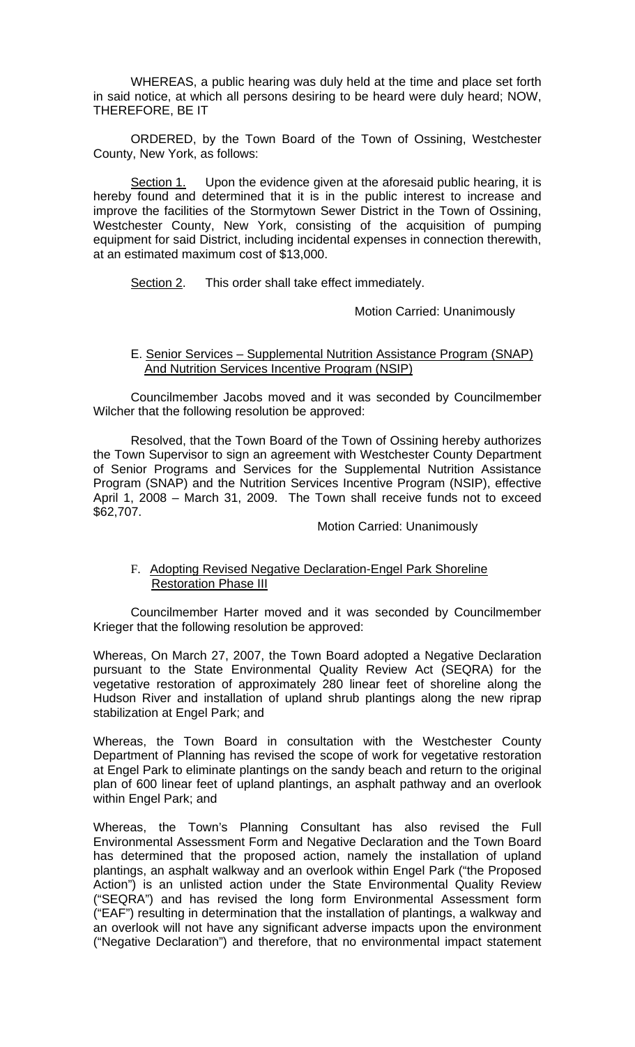WHEREAS, a public hearing was duly held at the time and place set forth in said notice, at which all persons desiring to be heard were duly heard; NOW, THEREFORE, BE IT

ORDERED, by the Town Board of the Town of Ossining, Westchester County, New York, as follows:

<u>Section 1.</u> Upon the evidence given at the aforesaid public hearing, it is hereby found and determined that it is in the public interest to increase and improve the facilities of the Stormytown Sewer District in the Town of Ossining, Westchester County, New York, consisting of the acquisition of pumping equipment for said District, including incidental expenses in connection therewith, at an estimated maximum cost of $13,000.

<u>Section 2</u>. This order shall take effect immediately.

Motion Carried: Unanimously

E. <u>Senior Services – Supplemental Nutrition Assistance Program (SNAP) And Nutrition Services Incentive Program (NSIP)</u>

Councilmember Jacobs moved and it was seconded by Councilmember Wilcher that the following resolution be approved:

Resolved, that the Town Board of the Town of Ossining hereby authorizes the Town Supervisor to sign an agreement with Westchester County Department of Senior Programs and Services for the Supplemental Nutrition Assistance Program (SNAP) and the Nutrition Services Incentive Program (NSIP), effective April 1, 2008 – March 31, 2009. The Town shall receive funds not to exceed $62,707.

Motion Carried: Unanimously

F. <u>Adopting Revised Negative Declaration-Engel Park Shoreline Restoration Phase III</u>

Councilmember Harter moved and it was seconded by Councilmember Krieger that the following resolution be approved:

Whereas, On March 27, 2007, the Town Board adopted a Negative Declaration pursuant to the State Environmental Quality Review Act (SEQRA) for the vegetative restoration of approximately 280 linear feet of shoreline along the Hudson River and installation of upland shrub plantings along the new riprap stabilization at Engel Park; and

Whereas, the Town Board in consultation with the Westchester County Department of Planning has revised the scope of work for vegetative restoration at Engel Park to eliminate plantings on the sandy beach and return to the original plan of 600 linear feet of upland plantings, an asphalt pathway and an overlook within Engel Park; and

Whereas, the Town's Planning Consultant has also revised the Full Environmental Assessment Form and Negative Declaration and the Town Board has determined that the proposed action, namely the installation of upland plantings, an asphalt walkway and an overlook within Engel Park ("the Proposed Action") is an unlisted action under the State Environmental Quality Review ("SEQRA") and has revised the long form Environmental Assessment form ("EAF") resulting in determination that the installation of plantings, a walkway and an overlook will not have any significant adverse impacts upon the environment ("Negative Declaration") and therefore, that no environmental impact statement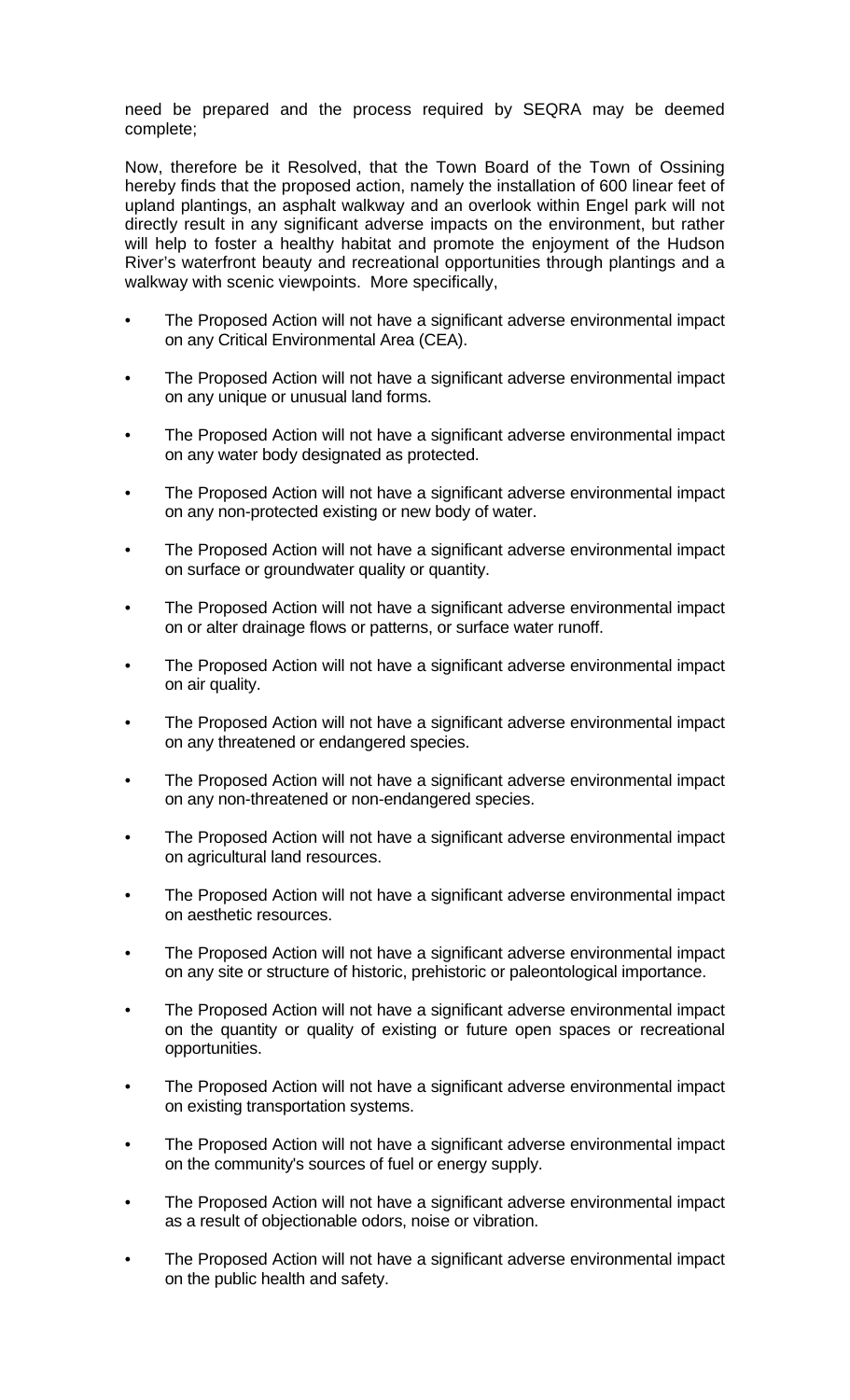need be prepared and the process required by SEQRA may be deemed complete;

Now, therefore be it Resolved, that the Town Board of the Town of Ossining hereby finds that the proposed action, namely the installation of 600 linear feet of upland plantings, an asphalt walkway and an overlook within Engel park will not directly result in any significant adverse impacts on the environment, but rather will help to foster a healthy habitat and promote the enjoyment of the Hudson River's waterfront beauty and recreational opportunities through plantings and a walkway with scenic viewpoints. More specifically,

- The Proposed Action will not have a significant adverse environmental impact on any Critical Environmental Area (CEA).
- The Proposed Action will not have a significant adverse environmental impact on any unique or unusual land forms.
- The Proposed Action will not have a significant adverse environmental impact on any water body designated as protected.
- The Proposed Action will not have a significant adverse environmental impact on any non-protected existing or new body of water.
- The Proposed Action will not have a significant adverse environmental impact on surface or groundwater quality or quantity.
- The Proposed Action will not have a significant adverse environmental impact on or alter drainage flows or patterns, or surface water runoff.
- The Proposed Action will not have a significant adverse environmental impact on air quality.
- The Proposed Action will not have a significant adverse environmental impact on any threatened or endangered species.
- The Proposed Action will not have a significant adverse environmental impact on any non-threatened or non-endangered species.
- The Proposed Action will not have a significant adverse environmental impact on agricultural land resources.
- The Proposed Action will not have a significant adverse environmental impact on aesthetic resources.
- The Proposed Action will not have a significant adverse environmental impact on any site or structure of historic, prehistoric or paleontological importance.
- The Proposed Action will not have a significant adverse environmental impact on the quantity or quality of existing or future open spaces or recreational opportunities.
- The Proposed Action will not have a significant adverse environmental impact on existing transportation systems.
- The Proposed Action will not have a significant adverse environmental impact on the community's sources of fuel or energy supply.
- The Proposed Action will not have a significant adverse environmental impact as a result of objectionable odors, noise or vibration.
- The Proposed Action will not have a significant adverse environmental impact on the public health and safety.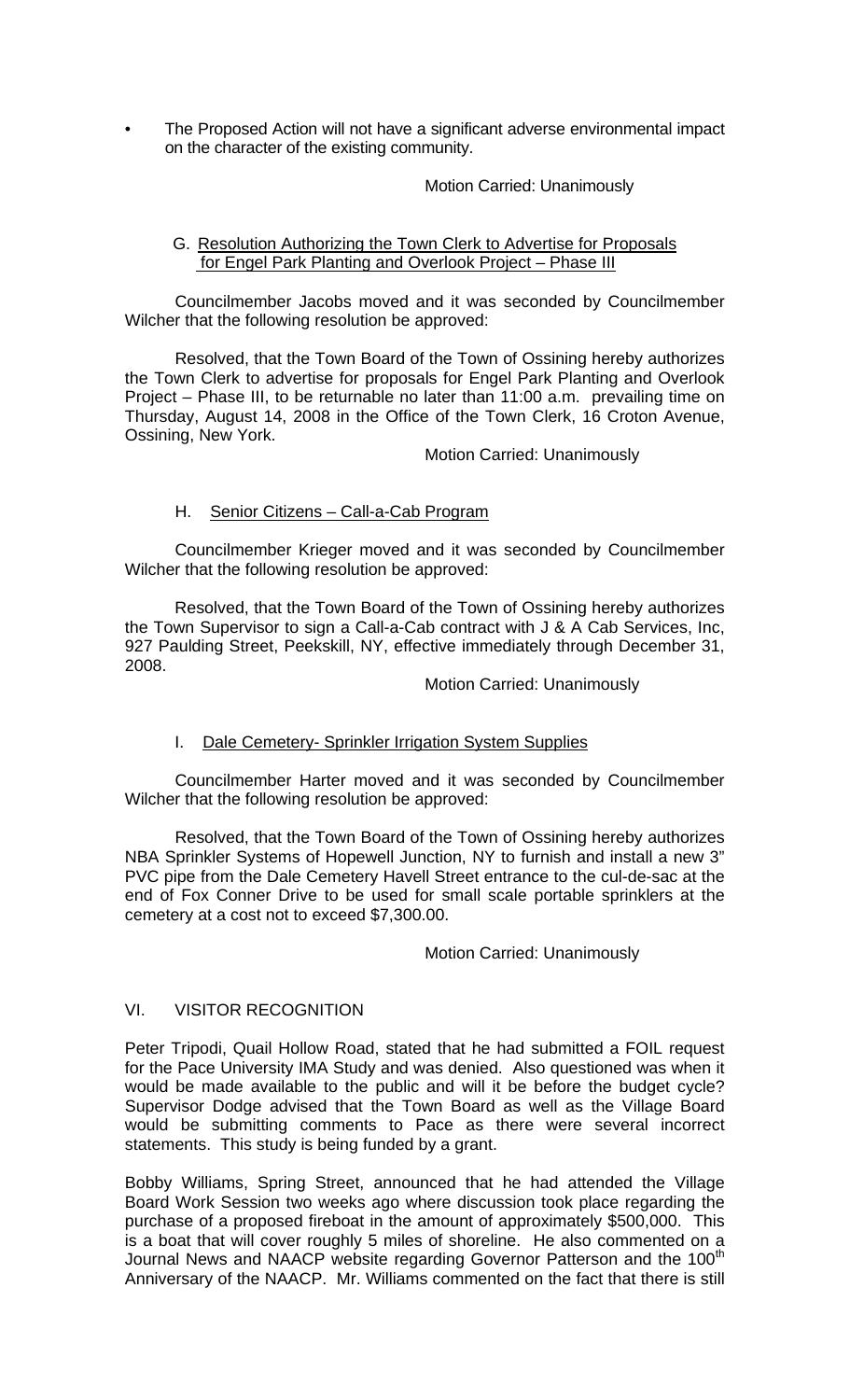- The Proposed Action will not have a significant adverse environmental impact on the character of the existing community.

Motion Carried: Unanimously

G. Resolution Authorizing the Town Clerk to Advertise for Proposals for Engel Park Planting and Overlook Project – Phase III

Councilmember Jacobs moved and it was seconded by Councilmember Wilcher that the following resolution be approved:

Resolved, that the Town Board of the Town of Ossining hereby authorizes the Town Clerk to advertise for proposals for Engel Park Planting and Overlook Project – Phase III, to be returnable no later than 11:00 a.m. prevailing time on Thursday, August 14, 2008 in the Office of the Town Clerk, 16 Croton Avenue, Ossining, New York.

Motion Carried: Unanimously

H. Senior Citizens – Call-a-Cab Program

Councilmember Krieger moved and it was seconded by Councilmember Wilcher that the following resolution be approved:

Resolved, that the Town Board of the Town of Ossining hereby authorizes the Town Supervisor to sign a Call-a-Cab contract with J & A Cab Services, Inc, 927 Paulding Street, Peekskill, NY, effective immediately through December 31, 2008.

Motion Carried: Unanimously

I. Dale Cemetery- Sprinkler Irrigation System Supplies

Councilmember Harter moved and it was seconded by Councilmember Wilcher that the following resolution be approved:

Resolved, that the Town Board of the Town of Ossining hereby authorizes NBA Sprinkler Systems of Hopewell Junction, NY to furnish and install a new 3" PVC pipe from the Dale Cemetery Havell Street entrance to the cul-de-sac at the end of Fox Conner Drive to be used for small scale portable sprinklers at the cemetery at a cost not to exceed $7,300.00.

Motion Carried: Unanimously

VI. VISITOR RECOGNITION

Peter Tripodi, Quail Hollow Road, stated that he had submitted a FOIL request for the Pace University IMA Study and was denied. Also questioned was when it would be made available to the public and will it be before the budget cycle? Supervisor Dodge advised that the Town Board as well as the Village Board would be submitting comments to Pace as there were several incorrect statements. This study is being funded by a grant.

Bobby Williams, Spring Street, announced that he had attended the Village Board Work Session two weeks ago where discussion took place regarding the purchase of a proposed fireboat in the amount of approximately $500,000. This is a boat that will cover roughly 5 miles of shoreline. He also commented on a Journal News and NAACP website regarding Governor Patterson and the 100th Anniversary of the NAACP. Mr. Williams commented on the fact that there is still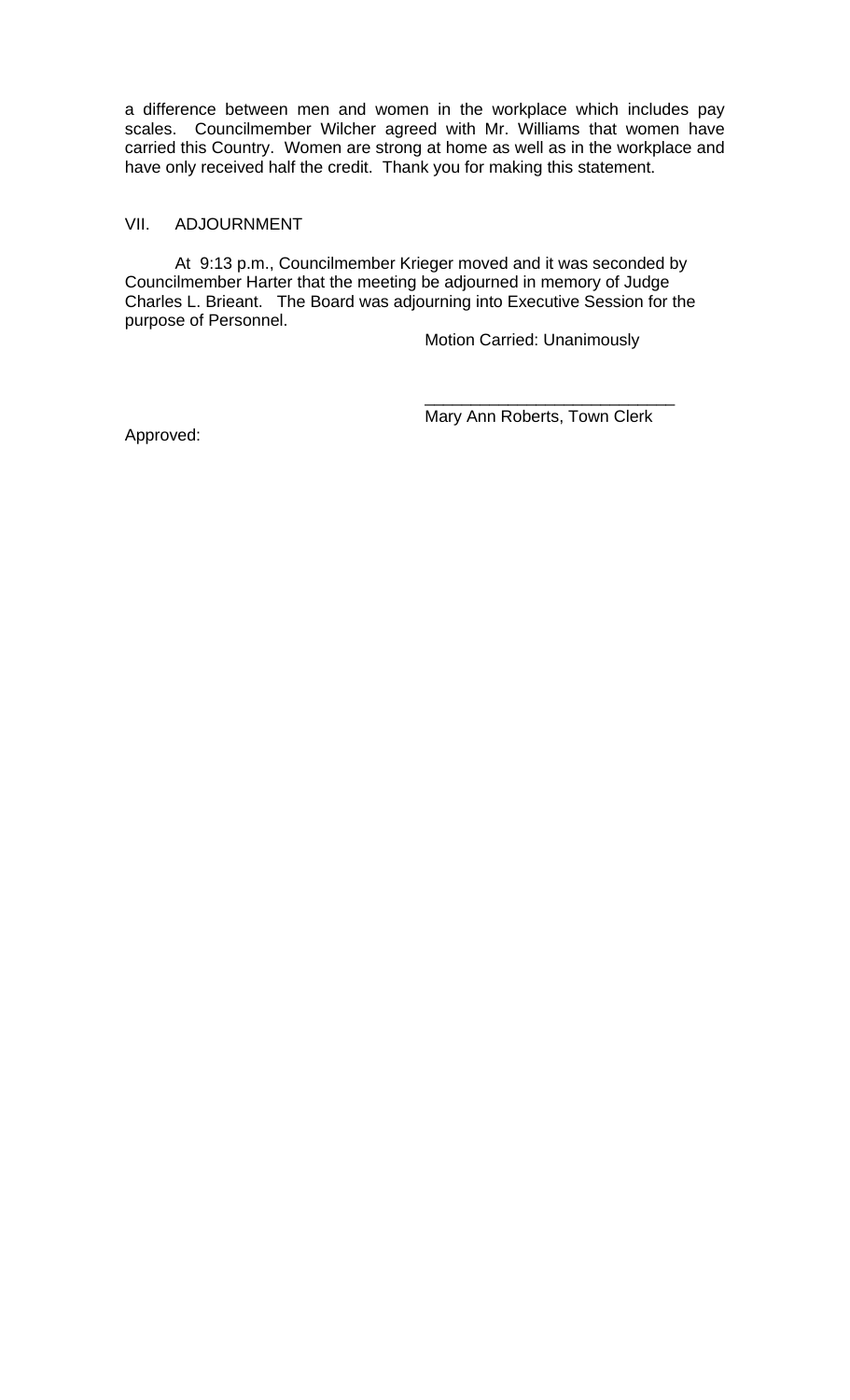a difference between men and women in the workplace which includes pay scales. Councilmember Wilcher agreed with Mr. Williams that women have carried this Country. Women are strong at home as well as in the workplace and have only received half the credit. Thank you for making this statement.

## VII. ADJOURNMENT

At 9:13 p.m., Councilmember Krieger moved and it was seconded by Councilmember Harter that the meeting be adjourned in memory of Judge Charles L. Brieant. The Board was adjourning into Executive Session for the purpose of Personnel.

Motion Carried: Unanimously

___________________________
Mary Ann Roberts, Town Clerk

Approved: